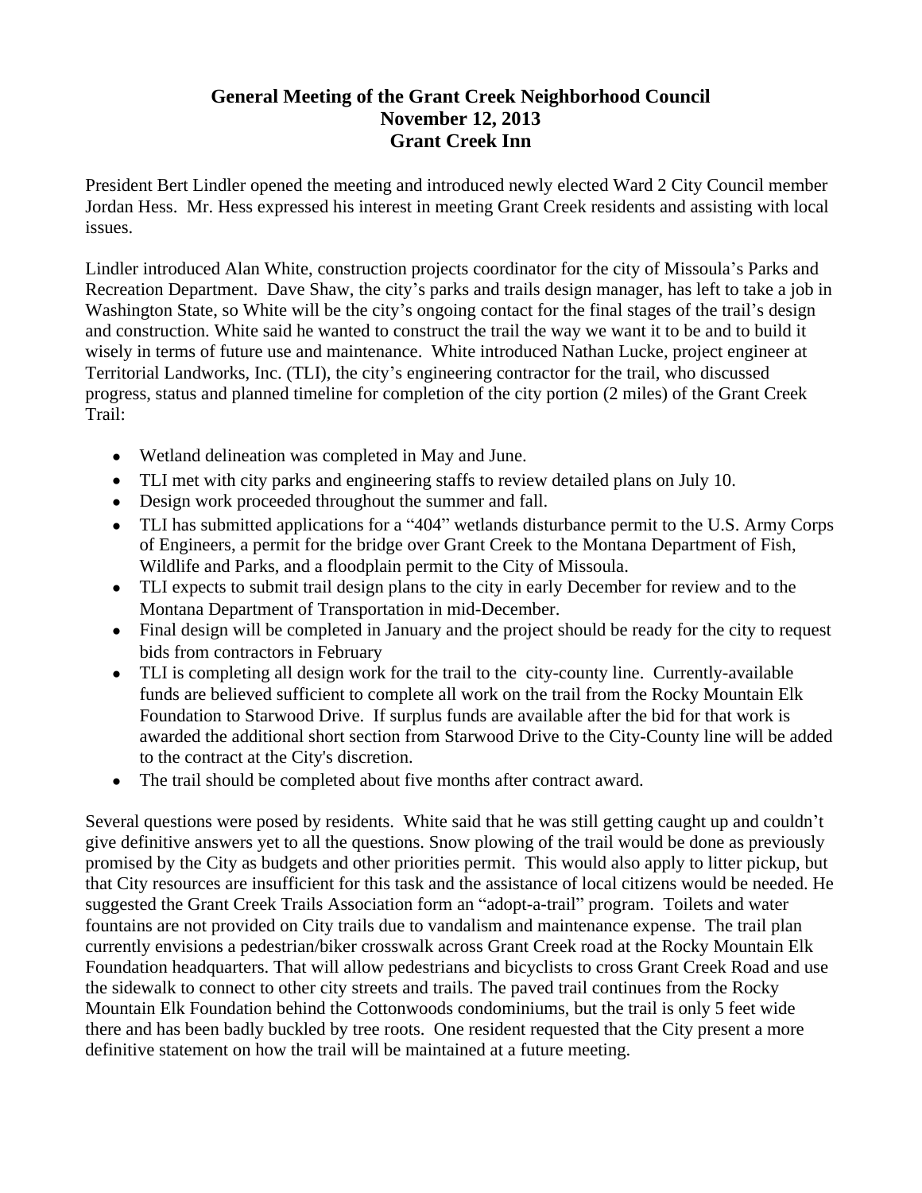# General Meeting of the Grant Creek Neighborhood Council
## November 12, 2013
## Grant Creek Inn

President Bert Lindler opened the meeting and introduced newly elected Ward 2 City Council member Jordan Hess. Mr. Hess expressed his interest in meeting Grant Creek residents and assisting with local issues.

Lindler introduced Alan White, construction projects coordinator for the city of Missoula's Parks and Recreation Department. Dave Shaw, the city's parks and trails design manager, has left to take a job in Washington State, so White will be the city's ongoing contact for the final stages of the trail's design and construction. White said he wanted to construct the trail the way we want it to be and to build it wisely in terms of future use and maintenance. White introduced Nathan Lucke, project engineer at Territorial Landworks, Inc. (TLI), the city's engineering contractor for the trail, who discussed progress, status and planned timeline for completion of the city portion (2 miles) of the Grant Creek Trail:

- Wetland delineation was completed in May and June.
- TLI met with city parks and engineering staffs to review detailed plans on July 10.
- Design work proceeded throughout the summer and fall.
- TLI has submitted applications for a "404" wetlands disturbance permit to the U.S. Army Corps of Engineers, a permit for the bridge over Grant Creek to the Montana Department of Fish, Wildlife and Parks, and a floodplain permit to the City of Missoula.
- TLI expects to submit trail design plans to the city in early December for review and to the Montana Department of Transportation in mid-December.
- Final design will be completed in January and the project should be ready for the city to request bids from contractors in February
- TLI is completing all design work for the trail to the city-county line. Currently-available funds are believed sufficient to complete all work on the trail from the Rocky Mountain Elk Foundation to Starwood Drive. If surplus funds are available after the bid for that work is awarded the additional short section from Starwood Drive to the City-County line will be added to the contract at the City's discretion.
- The trail should be completed about five months after contract award.

Several questions were posed by residents. White said that he was still getting caught up and couldn't give definitive answers yet to all the questions. Snow plowing of the trail would be done as previously promised by the City as budgets and other priorities permit. This would also apply to litter pickup, but that City resources are insufficient for this task and the assistance of local citizens would be needed. He suggested the Grant Creek Trails Association form an "adopt-a-trail" program. Toilets and water fountains are not provided on City trails due to vandalism and maintenance expense. The trail plan currently envisions a pedestrian/biker crosswalk across Grant Creek road at the Rocky Mountain Elk Foundation headquarters. That will allow pedestrians and bicyclists to cross Grant Creek Road and use the sidewalk to connect to other city streets and trails. The paved trail continues from the Rocky Mountain Elk Foundation behind the Cottonwoods condominiums, but the trail is only 5 feet wide there and has been badly buckled by tree roots. One resident requested that the City present a more definitive statement on how the trail will be maintained at a future meeting.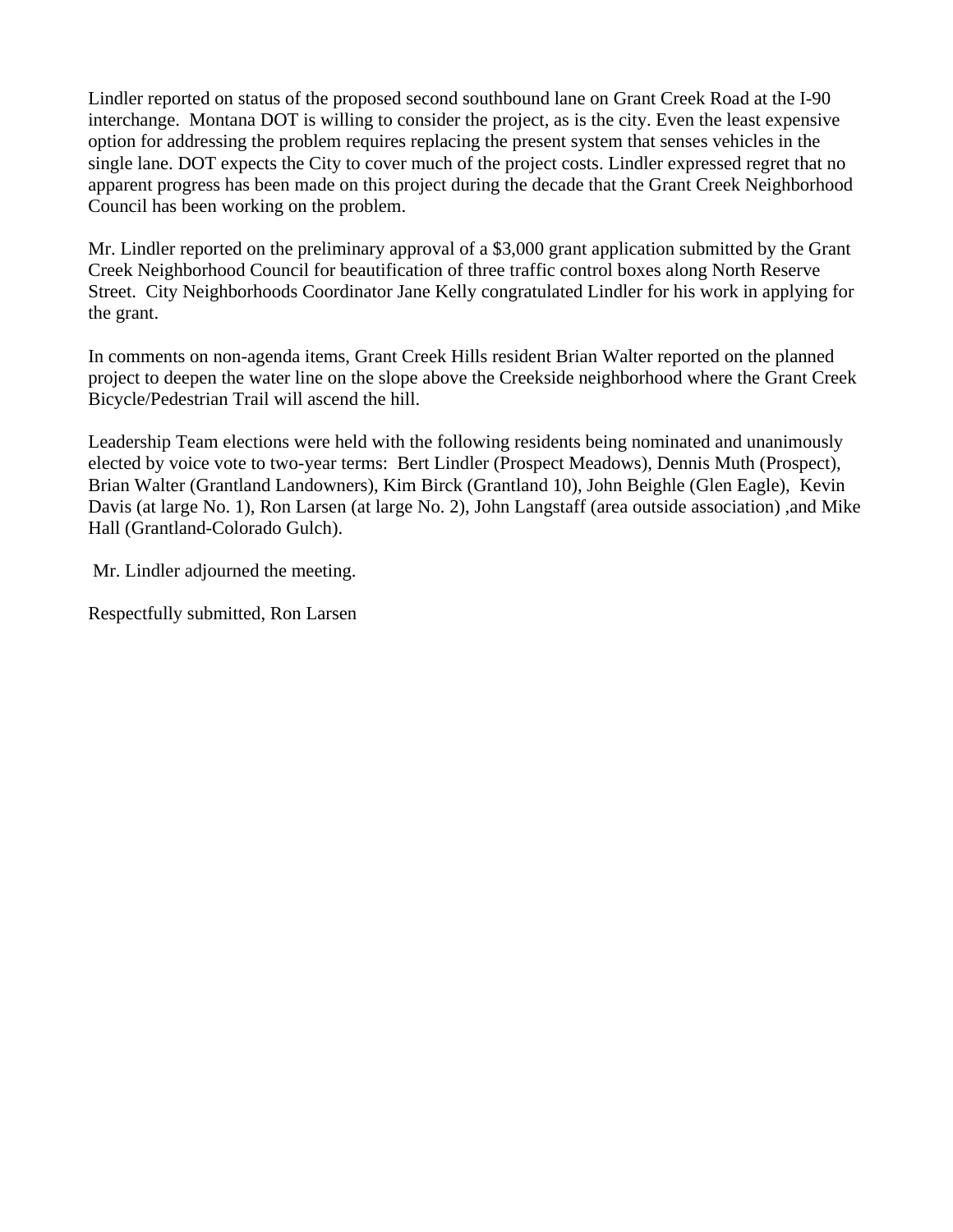Lindler reported on status of the proposed second southbound lane on Grant Creek Road at the I-90 interchange. Montana DOT is willing to consider the project, as is the city. Even the least expensive option for addressing the problem requires replacing the present system that senses vehicles in the single lane. DOT expects the City to cover much of the project costs. Lindler expressed regret that no apparent progress has been made on this project during the decade that the Grant Creek Neighborhood Council has been working on the problem.

Mr. Lindler reported on the preliminary approval of a $3,000 grant application submitted by the Grant Creek Neighborhood Council for beautification of three traffic control boxes along North Reserve Street. City Neighborhoods Coordinator Jane Kelly congratulated Lindler for his work in applying for the grant.

In comments on non-agenda items, Grant Creek Hills resident Brian Walter reported on the planned project to deepen the water line on the slope above the Creekside neighborhood where the Grant Creek Bicycle/Pedestrian Trail will ascend the hill.

Leadership Team elections were held with the following residents being nominated and unanimously elected by voice vote to two-year terms: Bert Lindler (Prospect Meadows), Dennis Muth (Prospect), Brian Walter (Grantland Landowners), Kim Birck (Grantland 10), John Beighle (Glen Eagle), Kevin Davis (at large No. 1), Ron Larsen (at large No. 2), John Langstaff (area outside association) ,and Mike Hall (Grantland-Colorado Gulch).

Mr. Lindler adjourned the meeting.

Respectfully submitted, Ron Larsen